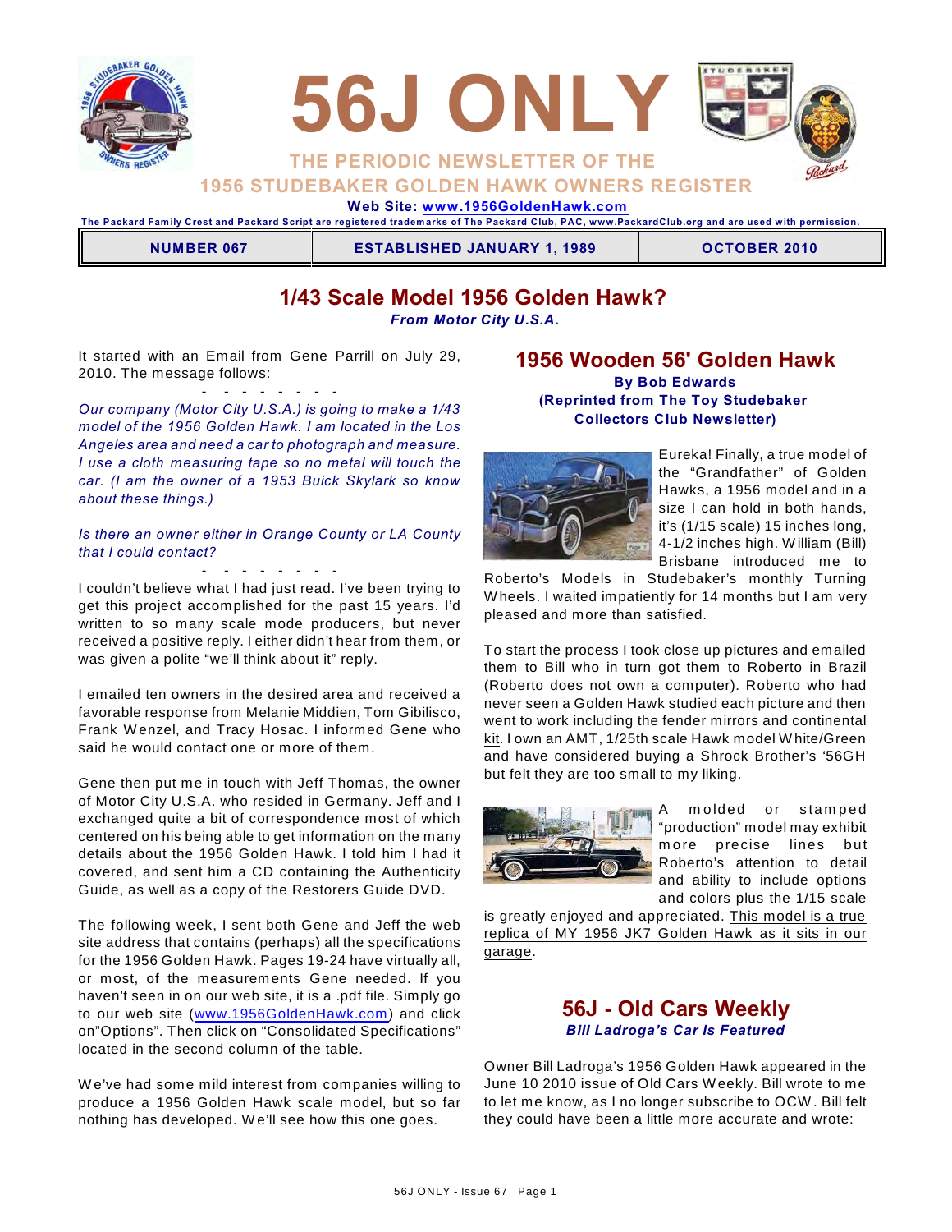# 56J ONLY

THE PERIODIC NEWSLETTER OF THE

1956 STUDEBAKER GOLDEN HAWK OWNERS REGISTER

**Web Site: www.1956GoldenHawk.com**

The Packard Family Crest and Packard Script are registered trademarks of The Packard Club, PAC, www.PackardClub.org and are used with permission.

| NUMBER 067 | ESTABLISHED JANUARY 1, 1989 | OCTOBER 2010 |
|---|---|---|

## 1/43 Scale Model 1956 Golden Hawk?

***From Motor City U.S.A.***

It started with an Email from Gene Parrill on July 29, 2010. The message follows:

\- - - - - - - -

*Our company (Motor City U.S.A.) is going to make a 1/43 model of the 1956 Golden Hawk. I am located in the Los Angeles area and need a car to photograph and measure. I use a cloth measuring tape so no metal will touch the car. (I am the owner of a 1953 Buick Skylark so know about these things.)*

*Is there an owner either in Orange County or LA County that I could contact?*

\- - - - - - - -

I couldn't believe what I had just read. I've been trying to get this project accomplished for the past 15 years. I'd written to so many scale mode producers, but never received a positive reply. I either didn't hear from them, or was given a polite "we'll think about it" reply.

I emailed ten owners in the desired area and received a favorable response from Melanie Middien, Tom Gibilisco, Frank Wenzel, and Tracy Hosac. I informed Gene who said he would contact one or more of them.

Gene then put me in touch with Jeff Thomas, the owner of Motor City U.S.A. who resided in Germany. Jeff and I exchanged quite a bit of correspondence most of which centered on his being able to get information on the many details about the 1956 Golden Hawk. I told him I had it covered, and sent him a CD containing the Authenticity Guide, as well as a copy of the Restorers Guide DVD.

The following week, I sent both Gene and Jeff the web site address that contains (perhaps) all the specifications for the 1956 Golden Hawk. Pages 19-24 have virtually all, or most, of the measurements Gene needed. If you haven't seen in on our web site, it is a .pdf file. Simply go to our web site (www.1956GoldenHawk.com) and click on"Options". Then click on "Consolidated Specifications" located in the second column of the table.

We've had some mild interest from companies willing to produce a 1956 Golden Hawk scale model, but so far nothing has developed. We'll see how this one goes.

## 1956 Wooden 56' Golden Hawk

**By Bob Edwards**

**(Reprinted from The Toy Studebaker Collectors Club Newsletter)**

Eureka! Finally, a true model of the "Grandfather" of Golden Hawks, a 1956 model and in a size I can hold in both hands, it's (1/15 scale) 15 inches long, 4-1/2 inches high. William (Bill) Brisbane introduced me to Roberto's Models in Studebaker's monthly Turning Wheels. I waited impatiently for 14 months but I am very pleased and more than satisfied.

To start the process I took close up pictures and emailed them to Bill who in turn got them to Roberto in Brazil (Roberto does not own a computer). Roberto who had never seen a Golden Hawk studied each picture and then went to work including the fender mirrors and continental kit. I own an AMT, 1/25th scale Hawk model White/Green and have considered buying a Shrock Brother's '56GH but felt they are too small to my liking.

A molded or stamped "production" model may exhibit more precise lines but Roberto's attention to detail and ability to include options and colors plus the 1/15 scale is greatly enjoyed and appreciated. This model is a true replica of MY 1956 JK7 Golden Hawk as it sits in our garage.

## 56J - Old Cars Weekly

***Bill Ladroga's Car Is Featured***

Owner Bill Ladroga's 1956 Golden Hawk appeared in the June 10 2010 issue of Old Cars Weekly. Bill wrote to me to let me know, as I no longer subscribe to OCW. Bill felt they could have been a little more accurate and wrote: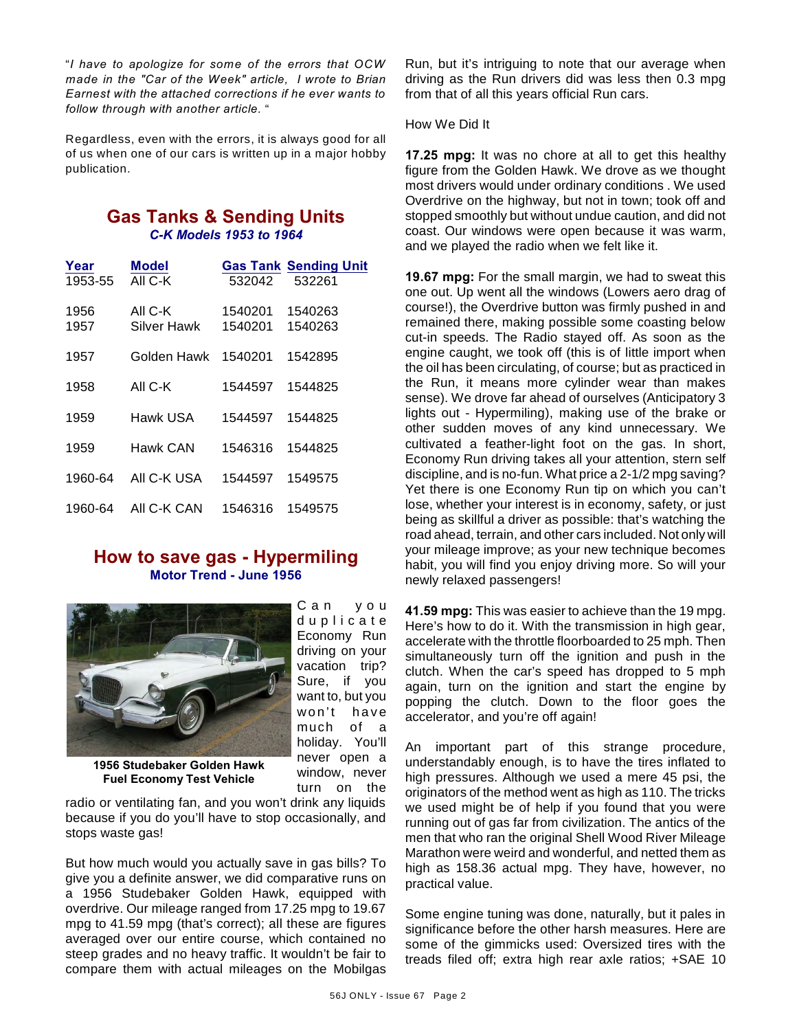"*I have to apologize for some of the errors that OCW made in the "Car of the Week" article, I wrote to Brian Earnest with the attached corrections if he ever wants to follow through with another article.* "

Regardless, even with the errors, it is always good for all of us when one of our cars is written up in a major hobby publication.

## Gas Tanks & Sending Units

***C-K Models 1953 to 1964***

| Year | Model | Gas Tank | Sending Unit |
|---|---|---|---|
| 1953-55 | All C-K | 532042 | 532261 |
| 1956 | All C-K | 1540201 | 1540263 |
| 1957 | Silver Hawk | 1540201 | 1540263 |
| 1957 | Golden Hawk | 1540201 | 1542895 |
| 1958 | All C-K | 1544597 | 1544825 |
| 1959 | Hawk USA | 1544597 | 1544825 |
| 1959 | Hawk CAN | 1546316 | 1544825 |
| 1960-64 | All C-K USA | 1544597 | 1549575 |
| 1960-64 | All C-K CAN | 1546316 | 1549575 |

## How to save gas - Hypermiling

**Motor Trend - June 1956**

**1956 Studebaker Golden Hawk Fuel Economy Test Vehicle**

Can you duplicate Economy Run driving on your vacation trip? Sure, if you want to, but you won't have much of a holiday. You'll never open a window, never turn on the radio or ventilating fan, and you won't drink any liquids because if you do you'll have to stop occasionally, and stops waste gas!

But how much would you actually save in gas bills? To give you a definite answer, we did comparative runs on a 1956 Studebaker Golden Hawk, equipped with overdrive. Our mileage ranged from 17.25 mpg to 19.67 mpg to 41.59 mpg (that's correct); all these are figures averaged over our entire course, which contained no steep grades and no heavy traffic. It wouldn't be fair to compare them with actual mileages on the Mobilgas Run, but it's intriguing to note that our average when driving as the Run drivers did was less then 0.3 mpg from that of all this years official Run cars.

How We Did It

**17.25 mpg:** It was no chore at all to get this healthy figure from the Golden Hawk. We drove as we thought most drivers would under ordinary conditions . We used Overdrive on the highway, but not in town; took off and stopped smoothly but without undue caution, and did not coast. Our windows were open because it was warm, and we played the radio when we felt like it.

**19.67 mpg:** For the small margin, we had to sweat this one out. Up went all the windows (Lowers aero drag of course!), the Overdrive button was firmly pushed in and remained there, making possible some coasting below cut-in speeds. The Radio stayed off. As soon as the engine caught, we took off (this is of little import when the oil has been circulating, of course; but as practiced in the Run, it means more cylinder wear than makes sense). We drove far ahead of ourselves (Anticipatory 3 lights out - Hypermiling), making use of the brake or other sudden moves of any kind unnecessary. We cultivated a feather-light foot on the gas. In short, Economy Run driving takes all your attention, stern self discipline, and is no-fun. What price a 2-1/2 mpg saving? Yet there is one Economy Run tip on which you can't lose, whether your interest is in economy, safety, or just being as skillful a driver as possible: that's watching the road ahead, terrain, and other cars included. Not only will your mileage improve; as your new technique becomes habit, you will find you enjoy driving more. So will your newly relaxed passengers!

**41.59 mpg:** This was easier to achieve than the 19 mpg. Here's how to do it. With the transmission in high gear, accelerate with the throttle floorboarded to 25 mph. Then simultaneously turn off the ignition and push in the clutch. When the car's speed has dropped to 5 mph again, turn on the ignition and start the engine by popping the clutch. Down to the floor goes the accelerator, and you're off again!

An important part of this strange procedure, understandably enough, is to have the tires inflated to high pressures. Although we used a mere 45 psi, the originators of the method went as high as 110. The tricks we used might be of help if you found that you were running out of gas far from civilization. The antics of the men that who ran the original Shell Wood River Mileage Marathon were weird and wonderful, and netted them as high as 158.36 actual mpg. They have, however, no practical value.

Some engine tuning was done, naturally, but it pales in significance before the other harsh measures. Here are some of the gimmicks used: Oversized tires with the treads filed off; extra high rear axle ratios; +SAE 10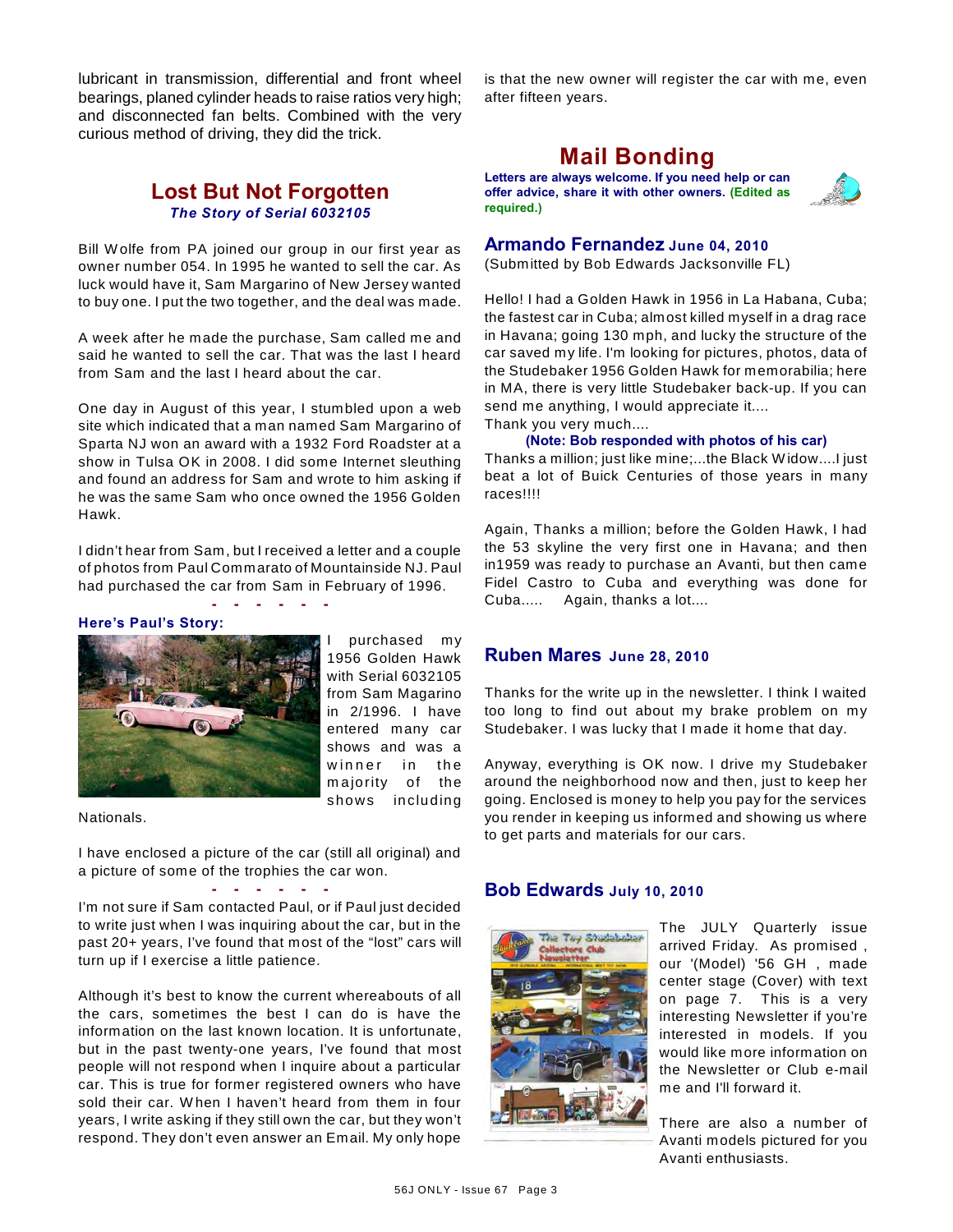lubricant in transmission, differential and front wheel bearings, planed cylinder heads to raise ratios very high; and disconnected fan belts. Combined with the very curious method of driving, they did the trick.

## Lost But Not Forgotten

***The Story of Serial 6032105***

Bill Wolfe from PA joined our group in our first year as owner number 054. In 1995 he wanted to sell the car. As luck would have it, Sam Margarino of New Jersey wanted to buy one. I put the two together, and the deal was made.

A week after he made the purchase, Sam called me and said he wanted to sell the car. That was the last I heard from Sam and the last I heard about the car.

One day in August of this year, I stumbled upon a web site which indicated that a man named Sam Margarino of Sparta NJ won an award with a 1932 Ford Roadster at a show in Tulsa OK in 2008. I did some Internet sleuthing and found an address for Sam and wrote to him asking if he was the same Sam who once owned the 1956 Golden Hawk.

I didn't hear from Sam, but I received a letter and a couple of photos from Paul Commarato of Mountainside NJ. Paul had purchased the car from Sam in February of 1996.

\- - - - - -

**Here's Paul's Story:**

I purchased my 1956 Golden Hawk with Serial 6032105 from Sam Magarino in 2/1996. I have entered many car shows and was a winner in the majority of the shows including Nationals.

I have enclosed a picture of the car (still all original) and a picture of some of the trophies the car won.

\- - - - - -

I'm not sure if Sam contacted Paul, or if Paul just decided to write just when I was inquiring about the car, but in the past 20+ years, I've found that most of the "lost" cars will turn up if I exercise a little patience.

Although it's best to know the current whereabouts of all the cars, sometimes the best I can do is have the information on the last known location. It is unfortunate, but in the past twenty-one years, I've found that most people will not respond when I inquire about a particular car. This is true for former registered owners who have sold their car. When I haven't heard from them in four years, I write asking if they still own the car, but they won't respond. They don't even answer an Email. My only hope is that the new owner will register the car with me, even after fifteen years.

## Mail Bonding

**Letters are always welcome. If you need help or can offer advice, share it with other owners. (Edited as required.)**

### Armando Fernandez June 04, 2010

(Submitted by Bob Edwards Jacksonville FL)

Hello! I had a Golden Hawk in 1956 in La Habana, Cuba; the fastest car in Cuba; almost killed myself in a drag race in Havana; going 130 mph, and lucky the structure of the car saved my life. I'm looking for pictures, photos, data of the Studebaker 1956 Golden Hawk for memorabilia; here in MA, there is very little Studebaker back-up. If you can send me anything, I would appreciate it....
Thank you very much....

**(Note: Bob responded with photos of his car)**

Thanks a million; just like mine;...the Black Widow....I just beat a lot of Buick Centuries of those years in many races!!!!

Again, Thanks a million; before the Golden Hawk, I had the 53 skyline the very first one in Havana; and then in1959 was ready to purchase an Avanti, but then came Fidel Castro to Cuba and everything was done for Cuba..... Again, thanks a lot....

### Ruben Mares June 28, 2010

Thanks for the write up in the newsletter. I think I waited too long to find out about my brake problem on my Studebaker. I was lucky that I made it home that day.

Anyway, everything is OK now. I drive my Studebaker around the neighborhood now and then, just to keep her going. Enclosed is money to help you pay for the services you render in keeping us informed and showing us where to get parts and materials for our cars.

### Bob Edwards July 10, 2010

The JULY Quarterly issue arrived Friday. As promised , our '(Model) '56 GH , made center stage (Cover) with text on page 7. This is a very interesting Newsletter if you're interested in models. If you would like more information on the Newsletter or Club e-mail me and I'll forward it.

There are also a number of Avanti models pictured for you Avanti enthusiasts.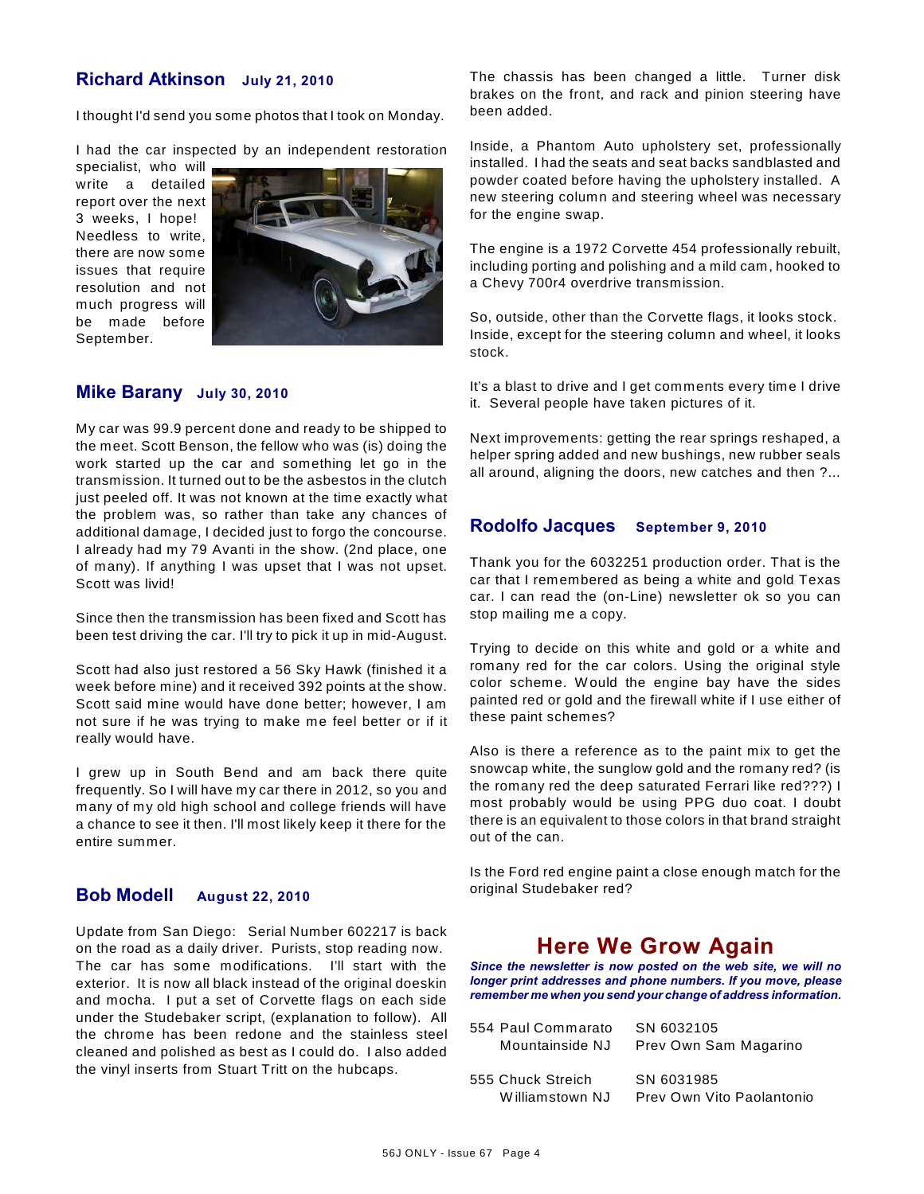## Richard Atkinson **July 21, 2010**

I thought I'd send you some photos that I took on Monday.

I had the car inspected by an independent restoration specialist, who will write a detailed report over the next 3 weeks, I hope! Needless to write, there are now some issues that require resolution and not much progress will be made before September.

## Mike Barany **July 30, 2010**

My car was 99.9 percent done and ready to be shipped to the meet. Scott Benson, the fellow who was (is) doing the work started up the car and something let go in the transmission. It turned out to be the asbestos in the clutch just peeled off. It was not known at the time exactly what the problem was, so rather than take any chances of additional damage, I decided just to forgo the concourse. I already had my 79 Avanti in the show. (2nd place, one of many). If anything I was upset that I was not upset. Scott was livid!

Since then the transmission has been fixed and Scott has been test driving the car. I'll try to pick it up in mid-August.

Scott had also just restored a 56 Sky Hawk (finished it a week before mine) and it received 392 points at the show. Scott said mine would have done better; however, I am not sure if he was trying to make me feel better or if it really would have.

I grew up in South Bend and am back there quite frequently. So I will have my car there in 2012, so you and many of my old high school and college friends will have a chance to see it then. I'll most likely keep it there for the entire summer.

## Bob Modell **August 22, 2010**

Update from San Diego: Serial Number 602217 is back on the road as a daily driver. Purists, stop reading now. The car has some modifications. I'll start with the exterior. It is now all black instead of the original doeskin and mocha. I put a set of Corvette flags on each side under the Studebaker script, (explanation to follow). All the chrome has been redone and the stainless steel cleaned and polished as best as I could do. I also added the vinyl inserts from Stuart Tritt on the hubcaps.

The chassis has been changed a little. Turner disk brakes on the front, and rack and pinion steering have been added.

Inside, a Phantom Auto upholstery set, professionally installed. I had the seats and seat backs sandblasted and powder coated before having the upholstery installed. A new steering column and steering wheel was necessary for the engine swap.

The engine is a 1972 Corvette 454 professionally rebuilt, including porting and polishing and a mild cam, hooked to a Chevy 700r4 overdrive transmission.

So, outside, other than the Corvette flags, it looks stock. Inside, except for the steering column and wheel, it looks stock.

It's a blast to drive and I get comments every time I drive it. Several people have taken pictures of it.

Next improvements: getting the rear springs reshaped, a helper spring added and new bushings, new rubber seals all around, aligning the doors, new catches and then ?...

## Rodolfo Jacques **September 9, 2010**

Thank you for the 6032251 production order. That is the car that I remembered as being a white and gold Texas car. I can read the (on-Line) newsletter ok so you can stop mailing me a copy.

Trying to decide on this white and gold or a white and romany red for the car colors. Using the original style color scheme. Would the engine bay have the sides painted red or gold and the firewall white if I use either of these paint schemes?

Also is there a reference as to the paint mix to get the snowcap white, the sunglow gold and the romany red? (is the romany red the deep saturated Ferrari like red???) I most probably would be using PPG duo coat. I doubt there is an equivalent to those colors in that brand straight out of the can.

Is the Ford red engine paint a close enough match for the original Studebaker red?

# Here We Grow Again

***Since the newsletter is now posted on the web site, we will no longer print addresses and phone numbers. If you move, please remember me when you send your change of address information.***

| | |
|---|---|
| 554 Paul Commarato<br>Mountainside NJ | SN 6032105<br>Prev Own Sam Magarino |
| 555 Chuck Streich<br>Williamstown NJ | SN 6031985<br>Prev Own Vito Paolantonio |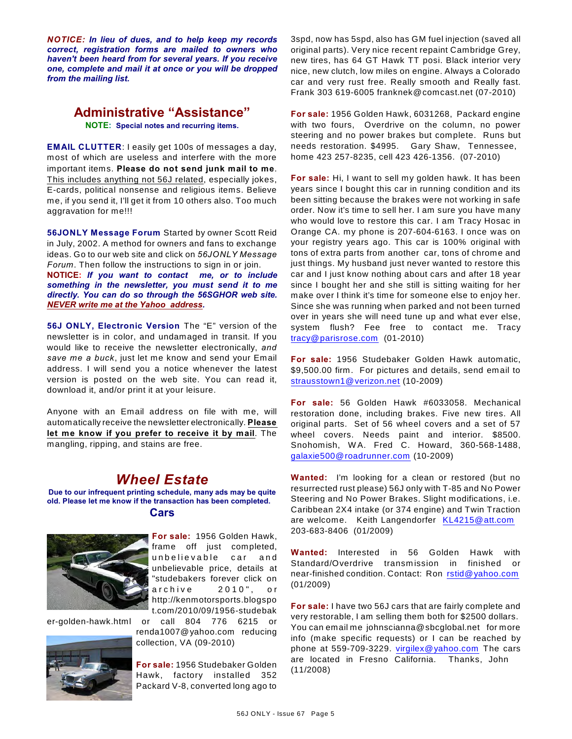***NOTICE:*** ***In lieu of dues, and to help keep my records correct, registration forms are mailed to owners who haven't been heard from for several years. If you receive one, complete and mail it at once or you will be dropped from the mailing list.***

## Administrative "Assistance"

**NOTE: Special notes and recurring items.**

**EMAIL CLUTTER**: I easily get 100s of messages a day, most of which are useless and interfere with the more important items. **Please do not send junk mail to me**. This includes anything not 56J related, especially jokes, E-cards, political nonsense and religious items. Believe me, if you send it, I'll get it from 10 others also. Too much aggravation for me!!!

**56JONLY Message Forum** Started by owner Scott Reid in July, 2002. A method for owners and fans to exchange ideas. Go to our web site and click on *56JONLY Message Forum*. Then follow the instructions to sign in or join.

**NOTICE:** ***If you want to contact me, or to include something in the newsletter, you must send it to me directly. You can do so through the 56SGHOR web site. NEVER write me at the Yahoo address.***

**56J ONLY, Electronic Version** The "E" version of the newsletter is in color, and undamaged in transit. If you would like to receive the newsletter electronically, *and save me a buck*, just let me know and send your Email address. I will send you a notice whenever the latest version is posted on the web site. You can read it, download it, and/or print it at your leisure.

Anyone with an Email address on file with me, will automatically receive the newsletter electronically. **Please let me know if you prefer to receive it by mail**. The mangling, ripping, and stains are free.

## *Wheel Estate*

**Due to our infrequent printing schedule, many ads may be quite old. Please let me know if the transaction has been completed.**

### Cars

**For sale:** 1956 Golden Hawk, frame off just completed, unbelievable car and unbelievable price, details at "studebakers forever click on archive 2010", or http://kenmotorsports.blogspot.com/2010/09/1956-studebaker-golden-hawk.html or call 804 776 6215 or renda1007@yahoo.com reducing collection, VA (09-2010)

**For sale:** 1956 Studebaker Golden Hawk, factory installed 352 Packard V-8, converted long ago to 3spd, now has 5spd, also has GM fuel injection (saved all original parts). Very nice recent repaint Cambridge Grey, new tires, has 64 GT Hawk TT posi. Black interior very nice, new clutch, low miles on engine. Always a Colorado car and very rust free. Really smooth and Really fast. Frank 303 619-6005 franknek@comcast.net (07-2010)

**For sale:** 1956 Golden Hawk, 6031268, Packard engine with two fours, Overdrive on the column, no power steering and no power brakes but complete. Runs but needs restoration. $4995. Gary Shaw, Tennessee, home 423 257-8235, cell 423 426-1356. (07-2010)

**For sale:** Hi, I want to sell my golden hawk. It has been years since I bought this car in running condition and its been sitting because the brakes were not working in safe order. Now it's time to sell her. I am sure you have many who would love to restore this car. I am Tracy Hosac in Orange CA. my phone is 207-604-6163. I once was on your registry years ago. This car is 100% original with tons of extra parts from another car, tons of chrome and just things. My husband just never wanted to restore this car and I just know nothing about cars and after 18 year since I bought her and she still is sitting waiting for her make over I think it's time for someone else to enjoy her. Since she was running when parked and not been turned over in years she will need tune up and what ever else, system flush? Fee free to contact me. Tracy tracy@parisrose.com (01-2010)

**For sale:** 1956 Studebaker Golden Hawk automatic, $9,500.00 firm. For pictures and details, send email to strausstown1@verizon.net (10-2009)

**For sale:** 56 Golden Hawk #6033058. Mechanical restoration done, including brakes. Five new tires. All original parts. Set of 56 wheel covers and a set of 57 wheel covers. Needs paint and interior. $8500. Snohomish, WA. Fred C. Howard, 360-568-1488, galaxie500@roadrunner.com (10-2009)

**Wanted:** I'm looking for a clean or restored (but no resurrected rust please) 56J only with T-85 and No Power Steering and No Power Brakes. Slight modifications, i.e. Caribbean 2X4 intake (or 374 engine) and Twin Traction are welcome. Keith Langendorfer KL4215@att.com 203-683-8406 (01/2009)

**Wanted:** Interested in 56 Golden Hawk with Standard/Overdrive transmission in finished or near-finished condition. Contact: Ron rstid@yahoo.com (01/2009)

**For sale:** I have two 56J cars that are fairly complete and very restorable, I am selling them both for $2500 dollars. You can email me johnscianna@sbcglobal.net for more info (make specific requests) or I can be reached by phone at 559-709-3229. virgilex@yahoo.com The cars are located in Fresno California. Thanks, John (11/2008)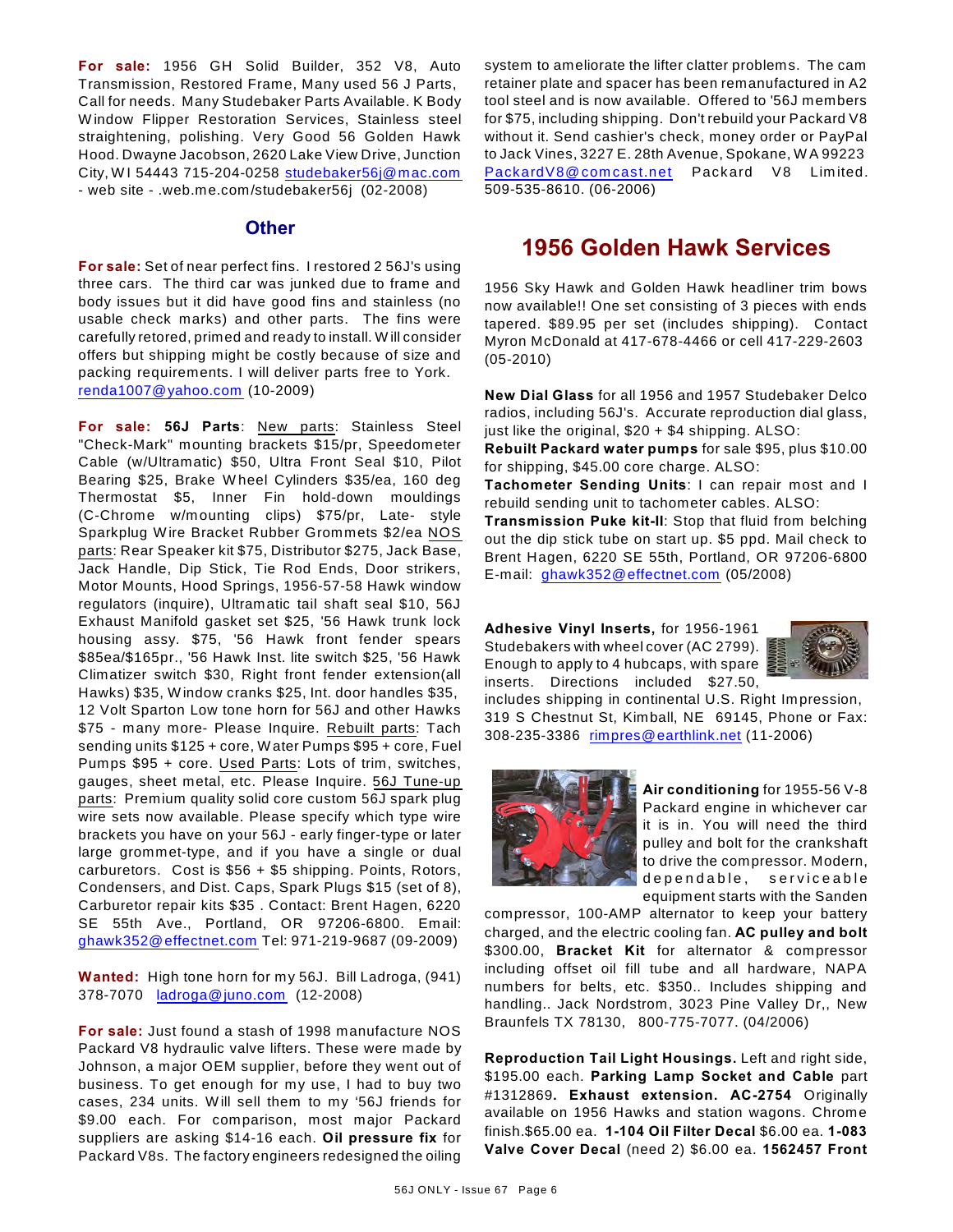**For sale:** 1956 GH Solid Builder, 352 V8, Auto Transmission, Restored Frame, Many used 56 J Parts, Call for needs. Many Studebaker Parts Available. K Body Window Flipper Restoration Services, Stainless steel straightening, polishing. Very Good 56 Golden Hawk Hood. Dwayne Jacobson, 2620 Lake View Drive, Junction City, WI 54443 715-204-0258 studebaker56j@mac.com - web site - .web.me.com/studebaker56j (02-2008)

## Other

**For sale:** Set of near perfect fins. I restored 2 56J's using three cars. The third car was junked due to frame and body issues but it did have good fins and stainless (no usable check marks) and other parts. The fins were carefully retored, primed and ready to install. Will consider offers but shipping might be costly because of size and packing requirements. I will deliver parts free to York. renda1007@yahoo.com (10-2009)

**For sale: 56J Parts**: New parts: Stainless Steel "Check-Mark" mounting brackets $15/pr, Speedometer Cable (w/Ultramatic) $50, Ultra Front Seal $10, Pilot Bearing $25, Brake Wheel Cylinders $35/ea, 160 deg Thermostat $5, Inner Fin hold-down mouldings (C-Chrome w/mounting clips) $75/pr, Late- style Sparkplug Wire Bracket Rubber Grommets $2/ea NOS parts: Rear Speaker kit $75, Distributor $275, Jack Base, Jack Handle, Dip Stick, Tie Rod Ends, Door strikers, Motor Mounts, Hood Springs, 1956-57-58 Hawk window regulators (inquire), Ultramatic tail shaft seal $10, 56J Exhaust Manifold gasket set $25, '56 Hawk trunk lock housing assy. $75, '56 Hawk front fender spears $85ea/$165pr., '56 Hawk Inst. lite switch $25, '56 Hawk Climatizer switch $30, Right front fender extension(all Hawks) $35, Window cranks $25, Int. door handles $35, 12 Volt Sparton Low tone horn for 56J and other Hawks $75 - many more- Please Inquire. Rebuilt parts: Tach sending units $125 + core, Water Pumps $95 + core, Fuel Pumps $95 + core. Used Parts: Lots of trim, switches, gauges, sheet metal, etc. Please Inquire. 56J Tune-up parts: Premium quality solid core custom 56J spark plug wire sets now available. Please specify which type wire brackets you have on your 56J - early finger-type or later large grommet-type, and if you have a single or dual carburetors. Cost is $56 + $5 shipping. Points, Rotors, Condensers, and Dist. Caps, Spark Plugs $15 (set of 8), Carburetor repair kits $35 . Contact: Brent Hagen, 6220 SE 55th Ave., Portland, OR 97206-6800. Email: ghawk352@effectnet.com Tel: 971-219-9687 (09-2009)

**Wanted:** High tone horn for my 56J. Bill Ladroga, (941) 378-7070 ladroga@juno.com (12-2008)

**For sale:** Just found a stash of 1998 manufacture NOS Packard V8 hydraulic valve lifters. These were made by Johnson, a major OEM supplier, before they went out of business. To get enough for my use, I had to buy two cases, 234 units. Will sell them to my '56J friends for $9.00 each. For comparison, most major Packard suppliers are asking $14-16 each. **Oil pressure fix** for Packard V8s. The factory engineers redesigned the oiling system to ameliorate the lifter clatter problems. The cam retainer plate and spacer has been remanufactured in A2 tool steel and is now available. Offered to '56J members for $75, including shipping. Don't rebuild your Packard V8 without it. Send cashier's check, money order or PayPal to Jack Vines, 3227 E. 28th Avenue, Spokane, WA 99223 PackardV8@comcast.net Packard V8 Limited. 509-535-8610. (06-2006)

## 1956 Golden Hawk Services

1956 Sky Hawk and Golden Hawk headliner trim bows now available!! One set consisting of 3 pieces with ends tapered. $89.95 per set (includes shipping). Contact Myron McDonald at 417-678-4466 or cell 417-229-2603 (05-2010)

**New Dial Glass** for all 1956 and 1957 Studebaker Delco radios, including 56J's. Accurate reproduction dial glass, just like the original, $20 + $4 shipping. ALSO:
**Rebuilt Packard water pumps** for sale $95, plus $10.00 for shipping, $45.00 core charge. ALSO:
**Tachometer Sending Units**: I can repair most and I rebuild sending unit to tachometer cables. ALSO:
**Transmission Puke kit-II**: Stop that fluid from belching out the dip stick tube on start up. $5 ppd. Mail check to Brent Hagen, 6220 SE 55th, Portland, OR 97206-6800 E-mail: ghawk352@effectnet.com (05/2008)

**Adhesive Vinyl Inserts,** for 1956-1961 Studebakers with wheel cover (AC 2799). Enough to apply to 4 hubcaps, with spare inserts. Directions included $27.50, includes shipping in continental U.S. Right Impression, 319 S Chestnut St, Kimball, NE 69145, Phone or Fax: 308-235-3386 rimpres@earthlink.net (11-2006)

**Air conditioning** for 1955-56 V-8 Packard engine in whichever car it is in. You will need the third pulley and bolt for the crankshaft to drive the compressor. Modern, dependable, serviceable equipment starts with the Sanden compressor, 100-AMP alternator to keep your battery charged, and the electric cooling fan. **AC pulley and bolt** $300.00, **Bracket Kit** for alternator & compressor including offset oil fill tube and all hardware, NAPA numbers for belts, etc. $350.. Includes shipping and handling.. Jack Nordstrom, 3023 Pine Valley Dr,, New Braunfels TX 78130, 800-775-7077. (04/2006)

**Reproduction Tail Light Housings.** Left and right side, $195.00 each. **Parking Lamp Socket and Cable** part #1312869**. Exhaust extension. AC-2754** Originally available on 1956 Hawks and station wagons. Chrome finish.$65.00 ea. **1-104 Oil Filter Decal** $6.00 ea. **1-083 Valve Cover Decal** (need 2) $6.00 ea. **1562457 Front**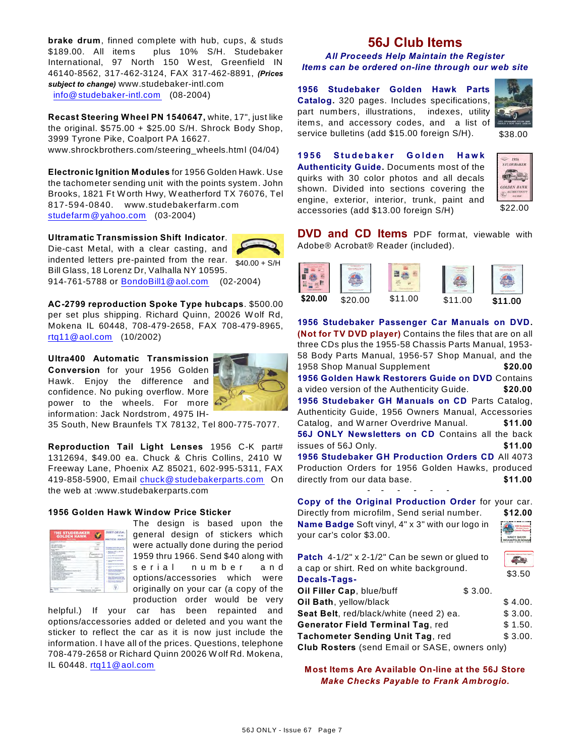**brake drum**, finned complete with hub, cups, & studs $189.00. All items plus 10% S/H. Studebaker International, 97 North 150 West, Greenfield IN 46140-8562, 317-462-3124, FAX 317-462-8891, ***(Prices subject to change)*** www.studebaker-intl.com info@studebaker-intl.com (08-2004)

**Recast Steering Wheel PN 1540647,** white, 17", just like the original. $575.00 + $25.00 S/H. Shrock Body Shop, 3999 Tyrone Pike, Coalport PA 16627. www.shrockbrothers.com/steering_wheels.html (04/04)

**Electronic Ignition Modules** for 1956 Golden Hawk. Use the tachometer sending unit with the points system. John Brooks, 1821 Ft Worth Hwy, Weatherford TX 76076, Tel 817-594-0840. www.studebakerfarm.com studefarm@yahoo.com (03-2004)

**Ultramatic Transmission Shift Indicator**. Die-cast Metal, with a clear casting, and indented letters pre-painted from the rear. Bill Glass, 18 Lorenz Dr, Valhalla NY 10595. 914-761-5788 or BondoBill1@aol.com (02-2004)

$40.00 + S/H

**AC-2799 reproduction Spoke Type hubcaps**. $500.00 per set plus shipping. Richard Quinn, 20026 Wolf Rd, Mokena IL 60448, 708-479-2658, FAX 708-479-8965, rtq11@aol.com (10/2002)

**Ultra400 Automatic Transmission Conversion** for your 1956 Golden Hawk. Enjoy the difference and confidence. No puking overflow. More power to the wheels. For more information: Jack Nordstrom, 4975 IH-35 South, New Braunfels TX 78132, Tel 800-775-7077.

**Reproduction Tail Light Lenses** 1956 C-K part# 1312694, $49.00 ea. Chuck & Chris Collins, 2410 W Freeway Lane, Phoenix AZ 85021, 602-995-5311, FAX 419-858-5900, Email chuck@studebakerparts.com On the web at :www.studebakerparts.com

**1956 Golden Hawk Window Price Sticker**

The design is based upon the general design of stickers which were actually done during the period 1959 thru 1966. Send $40 along with serial number and options/accessories which were originally on your car (a copy of the production order would be very helpful.) If your car has been repainted and options/accessories added or deleted and you want the sticker to reflect the car as it is now just include the information. I have all of the prices. Questions, telephone 708-479-2658 or Richard Quinn 20026 Wolf Rd. Mokena, IL 60448. rtq11@aol.com

## 56J Club Items

***All Proceeds Help Maintain the Register***
***Items can be ordered on-line through our web site***

**1956 Studebaker Golden Hawk Parts Catalog.** 320 pages. Includes specifications, part numbers, illustrations, indexes, utility items, and accessory codes, and a list of service bulletins (add $15.00 foreign S/H). $38.00

**1956 Studebaker Golden Hawk Authenticity Guide.** Documents most of the quirks with 30 color photos and all decals shown. Divided into sections covering the engine, exterior, interior, trunk, paint and accessories (add $13.00 foreign S/H) $22.00

**DVD and CD Items** PDF format, viewable with Adobe® Acrobat® Reader (included).

**$20.00** $20.00 $11.00 $11.00 **$11.00**

**1956 Studebaker Passenger Car Manuals on DVD. (Not for TV DVD player)** Contains the files that are on all three CDs plus the 1955-58 Chassis Parts Manual, 1953-58 Body Parts Manual, 1956-57 Shop Manual, and the 1958 Shop Manual Supplement **$20.00**

**1956 Golden Hawk Restorers Guide on DVD** Contains a video version of the Authenticity Guide. **$20.00**

**1956 Studebaker GH Manuals on CD** Parts Catalog, Authenticity Guide, 1956 Owners Manual, Accessories Catalog, and Warner Overdrive Manual. **$11.00**

**56J ONLY Newsletters on CD** Contains all the back issues of 56J Only. **$11.00**

**1956 Studebaker GH Production Orders CD** All 4073 Production Orders for 1956 Golden Hawks, produced directly from our data base. **$11.00**

\- - - - - -

**Copy of the Original Production Order** for your car. Directly from microfilm, Send serial number. **$12.00**

**Name Badge** Soft vinyl, 4" x 3" with our logo in your car's color $3.00.

**Patch** 4-1/2" x 2-1/2" Can be sewn or glued to a cap or shirt. Red on white background. $3.50

**Decals-Tags-**

| | |
|---|---|
| **Oil Filler Cap**, blue/buff | $ 3.00. |
| **Oil Bath**, yellow/black | $ 4.00. |
| **Seat Belt**, red/black/white (need 2) ea. | $ 3.00. |
| **Generator Field Terminal Tag**, red | $ 1.50. |
| **Tachometer Sending Unit Tag**, red | $ 3.00. |

**Club Rosters** (send Email or SASE, owners only)

**Most Items Are Available On-line at the 56J Store**
***Make Checks Payable to Frank Ambrogio.***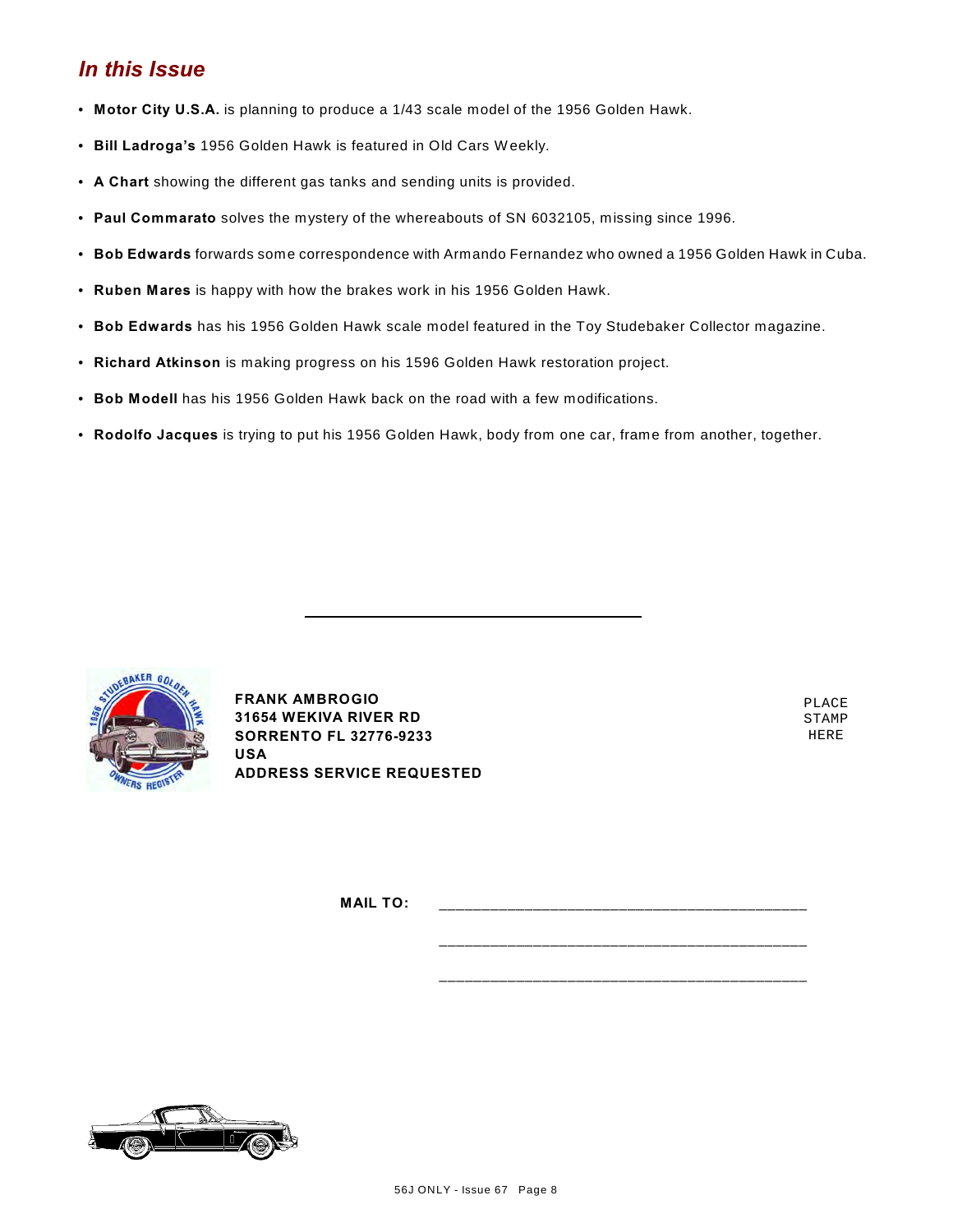## *In this Issue*

- **Motor City U.S.A.** is planning to produce a 1/43 scale model of the 1956 Golden Hawk.
- **Bill Ladroga's** 1956 Golden Hawk is featured in Old Cars Weekly.
- **A Chart** showing the different gas tanks and sending units is provided.
- **Paul Commarato** solves the mystery of the whereabouts of SN 6032105, missing since 1996.
- **Bob Edwards** forwards some correspondence with Armando Fernandez who owned a 1956 Golden Hawk in Cuba.
- **Ruben Mares** is happy with how the brakes work in his 1956 Golden Hawk.
- **Bob Edwards** has his 1956 Golden Hawk scale model featured in the Toy Studebaker Collector magazine.
- **Richard Atkinson** is making progress on his 1596 Golden Hawk restoration project.
- **Bob Modell** has his 1956 Golden Hawk back on the road with a few modifications.
- **Rodolfo Jacques** is trying to put his 1956 Golden Hawk, body from one car, frame from another, together.

---

**FRANK AMBROGIO**
**31654 WEKIVA RIVER RD**
**SORRENTO FL 32776-9233**
**USA**
**ADDRESS SERVICE REQUESTED**

PLACE
STAMP
HERE

**MAIL TO:** ___________________________________________

___________________________________________

___________________________________________